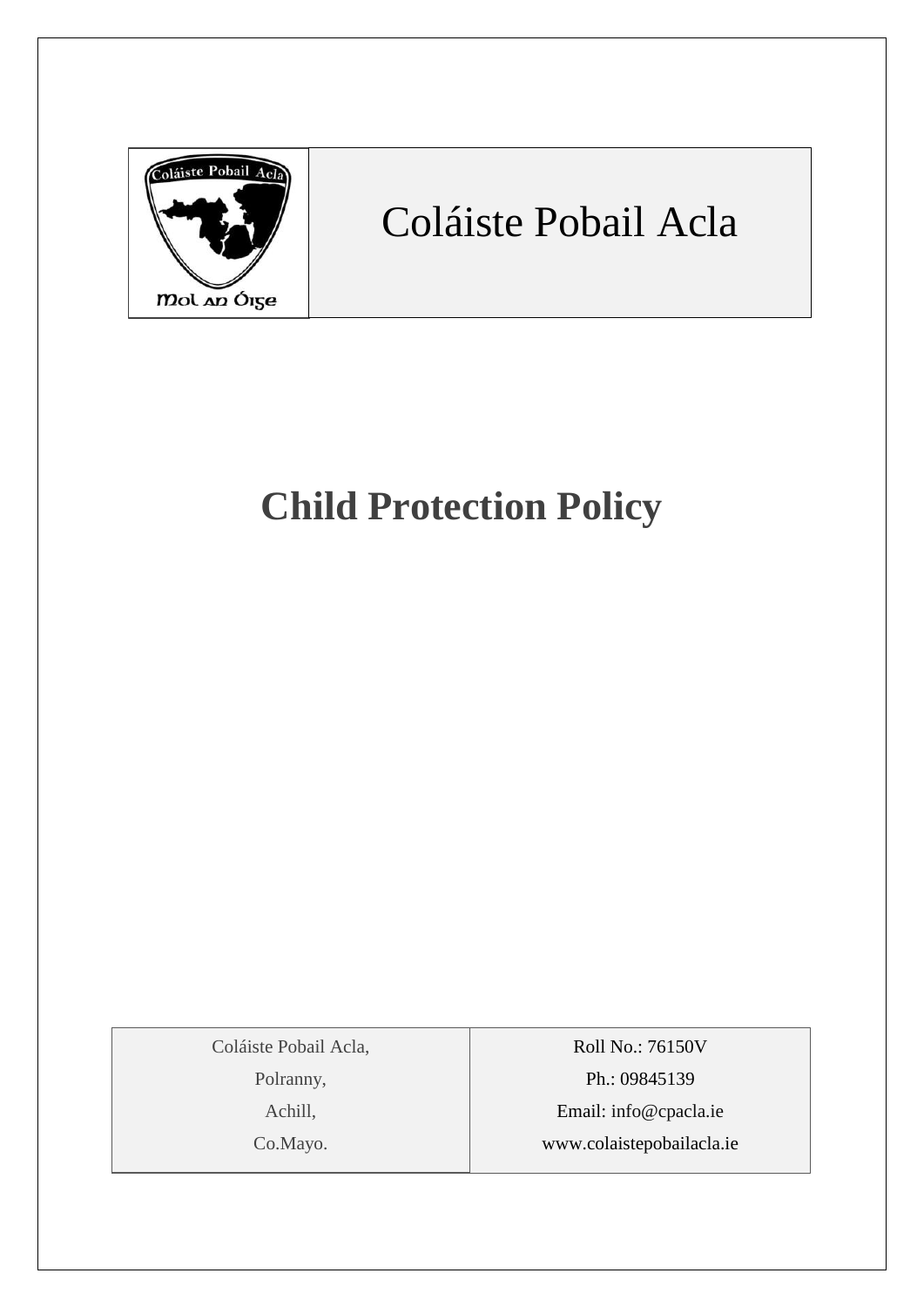Coláiste Pobail Acla

Mol an Óige

# Coláiste Pobail Acla

# Child Protection Policy

| Coláiste Pobail Acla, | Roll No.: 76150V |
|---|---|
| Polranny, | Ph.: 09845139 |
| Achill, | Email: info@cpacla.ie |
| Co.Mayo. | www.colaistepobailacla.ie |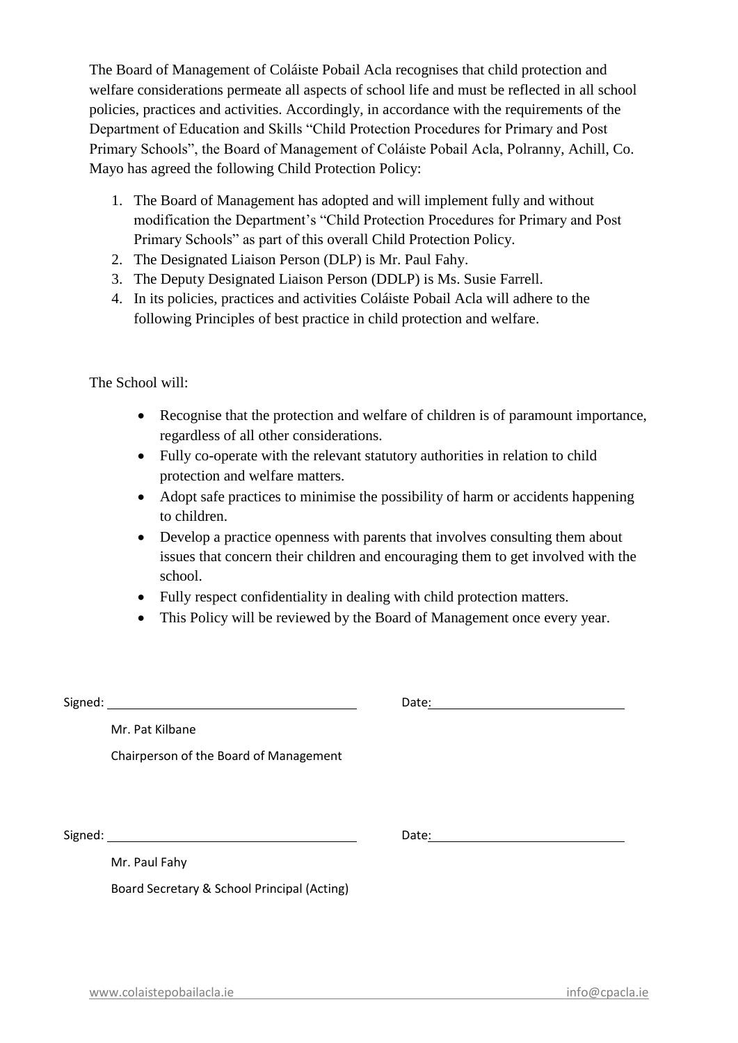The Board of Management of Coláiste Pobail Acla recognises that child protection and welfare considerations permeate all aspects of school life and must be reflected in all school policies, practices and activities. Accordingly, in accordance with the requirements of the Department of Education and Skills "Child Protection Procedures for Primary and Post Primary Schools", the Board of Management of Coláiste Pobail Acla, Polranny, Achill, Co. Mayo has agreed the following Child Protection Policy:

1. The Board of Management has adopted and will implement fully and without modification the Department's "Child Protection Procedures for Primary and Post Primary Schools" as part of this overall Child Protection Policy.
2. The Designated Liaison Person (DLP) is Mr. Paul Fahy.
3. The Deputy Designated Liaison Person (DDLP) is Ms. Susie Farrell.
4. In its policies, practices and activities Coláiste Pobail Acla will adhere to the following Principles of best practice in child protection and welfare.

The School will:

- Recognise that the protection and welfare of children is of paramount importance, regardless of all other considerations.
- Fully co-operate with the relevant statutory authorities in relation to child protection and welfare matters.
- Adopt safe practices to minimise the possibility of harm or accidents happening to children.
- Develop a practice openness with parents that involves consulting them about issues that concern their children and encouraging them to get involved with the school.
- Fully respect confidentiality in dealing with child protection matters.
- This Policy will be reviewed by the Board of Management once every year.

Signed: ______________________________ Date: ______________________

Mr. Pat Kilbane

Chairperson of the Board of Management

Signed: ______________________________ Date: ______________________

Mr. Paul Fahy

Board Secretary & School Principal (Acting)

www.colaistepobailacla.ie info@cpacla.ie